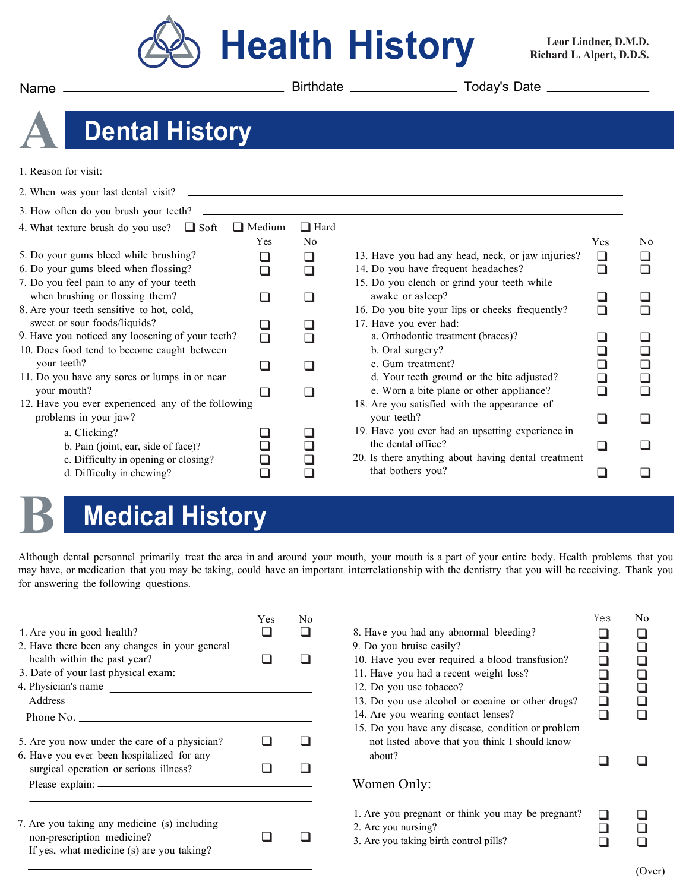# Health History

**Leor Lindner, D.M.D.**
**Richard L. Alpert, D.D.S.**

Name ______________________ Birthdate ______________ Today's Date ______________

## A Dental History

1. Reason for visit: ______________________________

2. When was your last dental visit? ______________________________

3. How often do you brush your teeth? ______________________________

4. What texture brush do you use? ❑ Soft ❑ Medium ❑ Hard

| | Yes | No |
|---|---|---|
| 5. Do your gums bleed while brushing? | ❑ | ❑ |
| 6. Do your gums bleed when flossing? | ❑ | ❑ |
| 7. Do you feel pain to any of your teeth when brushing or flossing them? | ❑ | ❑ |
| 8. Are your teeth sensitive to hot, cold, sweet or sour foods/liquids? | ❑ | ❑ |
| 9. Have you noticed any loosening of your teeth? | ❑ | ❑ |
| 10. Does food tend to become caught between your teeth? | ❑ | ❑ |
| 11. Do you have any sores or lumps in or near your mouth? | ❑ | ❑ |
| 12. Have you ever experienced any of the following problems in your jaw? | | |
| a. Clicking? | ❑ | ❑ |
| b. Pain (joint, ear, side of face)? | ❑ | ❑ |
| c. Difficulty in opening or closing? | ❑ | ❑ |
| d. Difficulty in chewing? | ❑ | ❑ |
| 13. Have you had any head, neck, or jaw injuries? | ❑ | ❑ |
| 14. Do you have frequent headaches? | ❑ | ❑ |
| 15. Do you clench or grind your teeth while awake or asleep? | ❑ | ❑ |
| 16. Do you bite your lips or cheeks frequently? | ❑ | ❑ |
| 17. Have you ever had: | | |
| a. Orthodontic treatment (braces)? | ❑ | ❑ |
| b. Oral surgery? | ❑ | ❑ |
| c. Gum treatment? | ❑ | ❑ |
| d. Your teeth ground or the bite adjusted? | ❑ | ❑ |
| e. Worn a bite plane or other appliance? | ❑ | ❑ |
| 18. Are you satisfied with the appearance of your teeth? | ❑ | ❑ |
| 19. Have you ever had an upsetting experience in the dental office? | ❑ | ❑ |
| 20. Is there anything about having dental treatment that bothers you? | ❑ | ❑ |

## B Medical History

Although dental personnel primarily treat the area in and around your mouth, your mouth is a part of your entire body. Health problems that you may have, or medication that you may be taking, could have an important interrelationship with the dentistry that you will be receiving. Thank you for answering the following questions.

| | Yes | No |
|---|---|---|
| 1. Are you in good health? | ❑ | ❑ |
| 2. Have there been any changes in your general health within the past year? | ❑ | ❑ |

3. Date of your last physical exam: ______________

4. Physician's name ______________

Address ______________

Phone No. ______________

| | Yes | No |
|---|---|---|
| 5. Are you now under the care of a physician? | ❑ | ❑ |
| 6. Have you ever been hospitalized for any surgical operation or serious illness? | ❑ | ❑ |

Please explain: ______________

| | Yes | No |
|---|---|---|
| 7. Are you taking any medicine (s) including non-prescription medicine? | ❑ | ❑ |

If yes, what medicine (s) are you taking? ______________

| | Yes | No |
|---|---|---|
| 8. Have you had any abnormal bleeding? | ❑ | ❑ |
| 9. Do you bruise easily? | ❑ | ❑ |
| 10. Have you ever required a blood transfusion? | ❑ | ❑ |
| 11. Have you had a recent weight loss? | ❑ | ❑ |
| 12. Do you use tobacco? | ❑ | ❑ |
| 13. Do you use alcohol or cocaine or other drugs? | ❑ | ❑ |
| 14. Are you wearing contact lenses? | ❑ | ❑ |
| 15. Do you have any disease, condition or problem not listed above that you think I should know about? | ❑ | ❑ |

### Women Only:

| | Yes | No |
|---|---|---|
| 1. Are you pregnant or think you may be pregnant? | ❑ | ❑ |
| 2. Are you nursing? | ❑ | ❑ |
| 3. Are you taking birth control pills? | ❑ | ❑ |

(Over)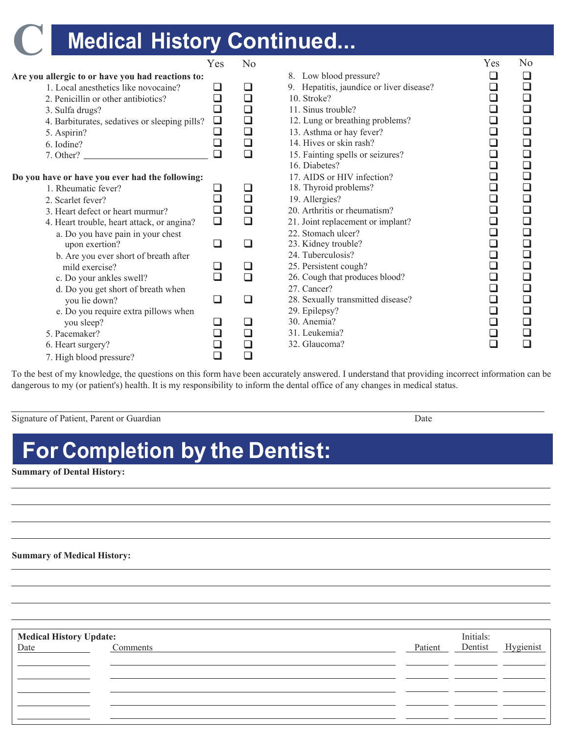# C Medical History Continued...

| | Yes | No |
|---|---|---|
| **Are you allergic to or have you had reactions to:** | | |
| 1. Local anesthetics like novocaine? | ❑ | ❑ |
| 2. Penicillin or other antibiotics? | ❑ | ❑ |
| 3. Sulfa drugs? | ❑ | ❑ |
| 4. Barbiturates, sedatives or sleeping pills? | ❑ | ❑ |
| 5. Aspirin? | ❑ | ❑ |
| 6. Iodine? | ❑ | ❑ |
| 7. Other? ______________________ | ❑ | ❑ |
| **Do you have or have you ever had the following:** | | |
| 1. Rheumatic fever? | ❑ | ❑ |
| 2. Scarlet fever? | ❑ | ❑ |
| 3. Heart defect or heart murmur? | ❑ | ❑ |
| 4. Heart trouble, heart attack, or angina? | ❑ | ❑ |
| a. Do you have pain in your chest upon exertion? | ❑ | ❑ |
| b. Are you ever short of breath after mild exercise? | ❑ | ❑ |
| c. Do your ankles swell? | ❑ | ❑ |
| d. Do you get short of breath when you lie down? | ❑ | ❑ |
| e. Do you require extra pillows when you sleep? | ❑ | ❑ |
| 5. Pacemaker? | ❑ | ❑ |
| 6. Heart surgery? | ❑ | ❑ |
| 7. High blood pressure? | ❑ | ❑ |
| 8. Low blood pressure? | ❑ | ❑ |
| 9. Hepatitis, jaundice or liver disease? | ❑ | ❑ |
| 10. Stroke? | ❑ | ❑ |
| 11. Sinus trouble? | ❑ | ❑ |
| 12. Lung or breathing problems? | ❑ | ❑ |
| 13. Asthma or hay fever? | ❑ | ❑ |
| 14. Hives or skin rash? | ❑ | ❑ |
| 15. Fainting spells or seizures? | ❑ | ❑ |
| 16. Diabetes? | ❑ | ❑ |
| 17. AIDS or HIV infection? | ❑ | ❑ |
| 18. Thyroid problems? | ❑ | ❑ |
| 19. Allergies? | ❑ | ❑ |
| 20. Arthritis or rheumatism? | ❑ | ❑ |
| 21. Joint replacement or implant? | ❑ | ❑ |
| 22. Stomach ulcer? | ❑ | ❑ |
| 23. Kidney trouble? | ❑ | ❑ |
| 24. Tuberculosis? | ❑ | ❑ |
| 25. Persistent cough? | ❑ | ❑ |
| 26. Cough that produces blood? | ❑ | ❑ |
| 27. Cancer? | ❑ | ❑ |
| 28. Sexually transmitted disease? | ❑ | ❑ |
| 29. Epilepsy? | ❑ | ❑ |
| 30. Anemia? | ❑ | ❑ |
| 31. Leukemia? | ❑ | ❑ |
| 32. Glaucoma? | ❑ | ❑ |

To the best of my knowledge, the questions on this form have been accurately answered. I understand that providing incorrect information can be dangerous to my (or patient's) health. It is my responsibility to inform the dental office of any changes in medical status.

______________________________________________________________________

Signature of Patient, Parent or Guardian                                                            Date

# For Completion by the Dentist:

**Summary of Dental History:**

______________________________________________________________________

______________________________________________________________________

______________________________________________________________________

______________________________________________________________________

**Summary of Medical History:**

______________________________________________________________________

______________________________________________________________________

______________________________________________________________________

______________________________________________________________________

**Medical History Update:**

| Date | Comments | Initials: Patient | Initials: Dentist | Initials: Hygienist |
|---|---|---|---|---|
| | | | | |
| | | | | |
| | | | | |
| | | | | |
| | | | | |